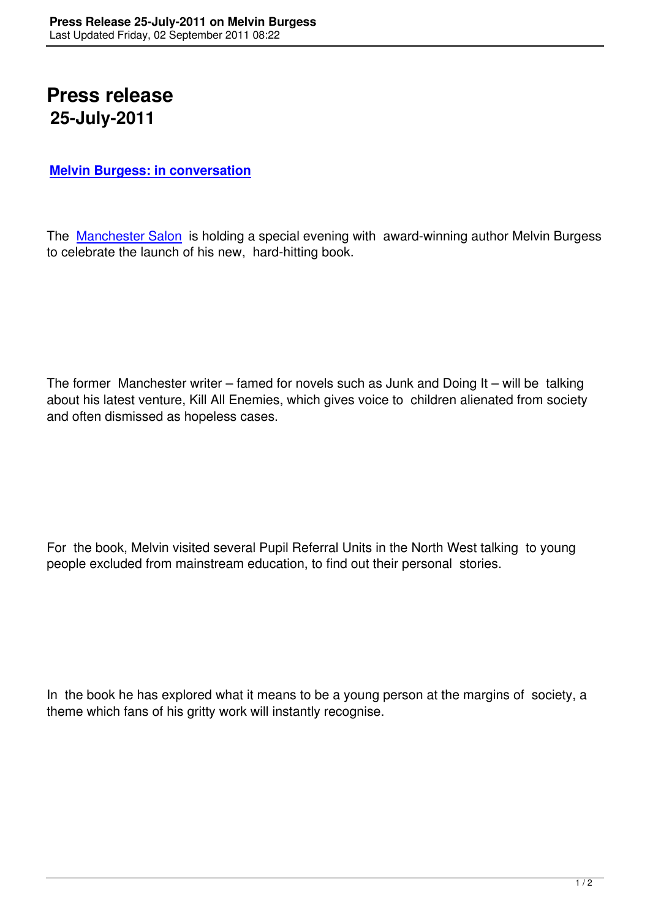# Press release

## 25-July-2011

**Melvin Burgess: in conversation**

The Manchester Salon is holding a special evening with award-winning author Melvin Burgess to celebrate the launch of his new, hard-hitting book.

The former Manchester writer – famed for novels such as Junk and Doing It – will be talking about his latest venture, Kill All Enemies, which gives voice to children alienated from society and often dismissed as hopeless cases.

For the book, Melvin visited several Pupil Referral Units in the North West talking to young people excluded from mainstream education, to find out their personal stories.

In the book he has explored what it means to be a young person at the margins of society, a theme which fans of his gritty work will instantly recognise.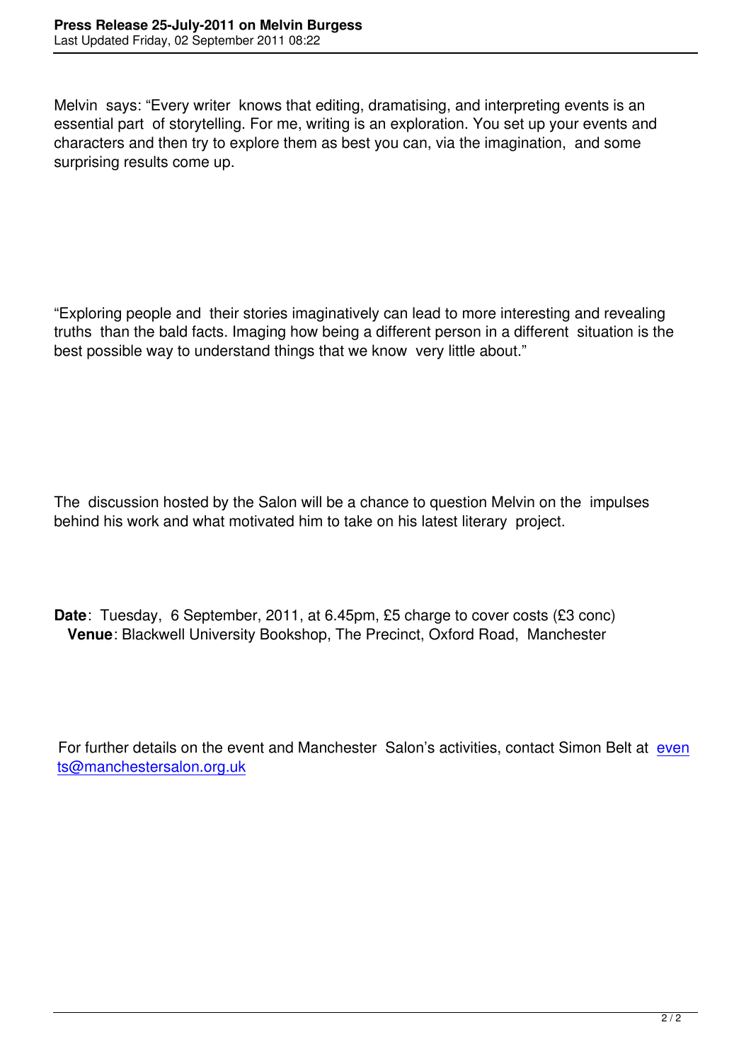Melvin says: “Every writer knows that editing, dramatising, and interpreting events is an essential part of storytelling. For me, writing is an exploration. You set up your events and characters and then try to explore them as best you can, via the imagination, and some surprising results come up.

“Exploring people and their stories imaginatively can lead to more interesting and revealing truths than the bald facts. Imaging how being a different person in a different situation is the best possible way to understand things that we know very little about.”

The discussion hosted by the Salon will be a chance to question Melvin on the impulses behind his work and what motivated him to take on his latest literary project.

**Date**: Tuesday, 6 September, 2011, at 6.45pm, £5 charge to cover costs (£3 conc)
**Venue**: Blackwell University Bookshop, The Precinct, Oxford Road, Manchester

For further details on the event and Manchester Salon’s activities, contact Simon Belt at events@manchestersalon.org.uk